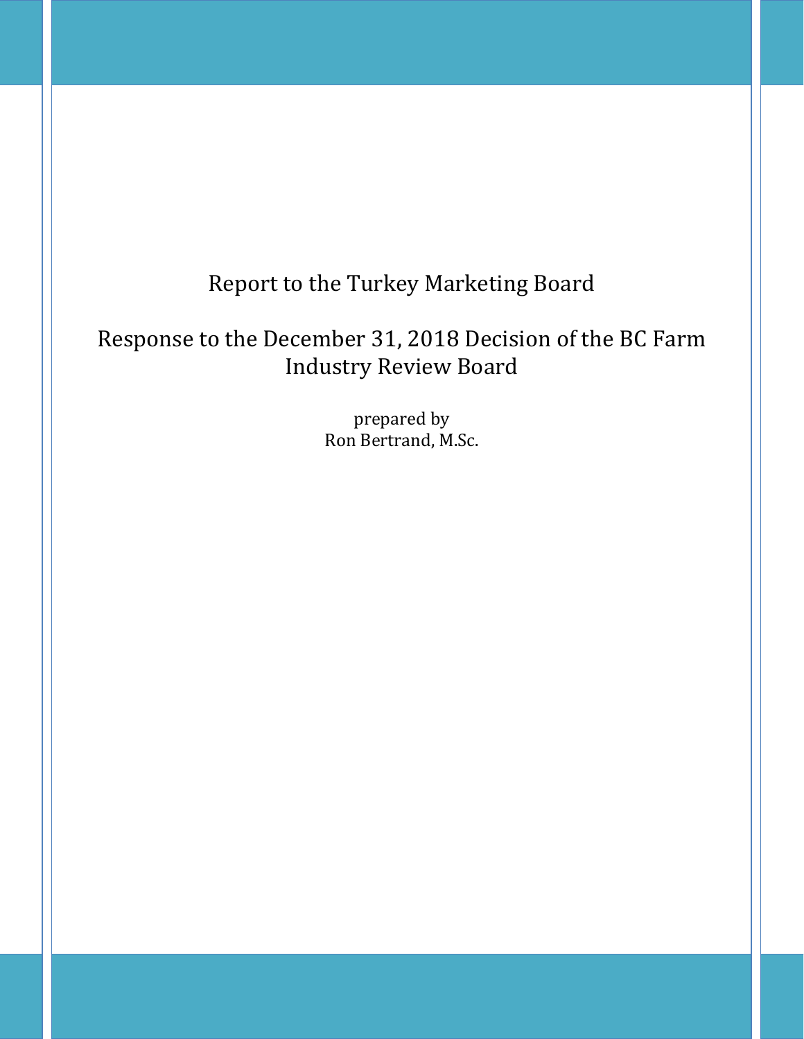# Report to the Turkey Marketing Board

## Response to the December 31, 2018 Decision of the BC Farm Industry Review Board

prepared by
Ron Bertrand, M.Sc.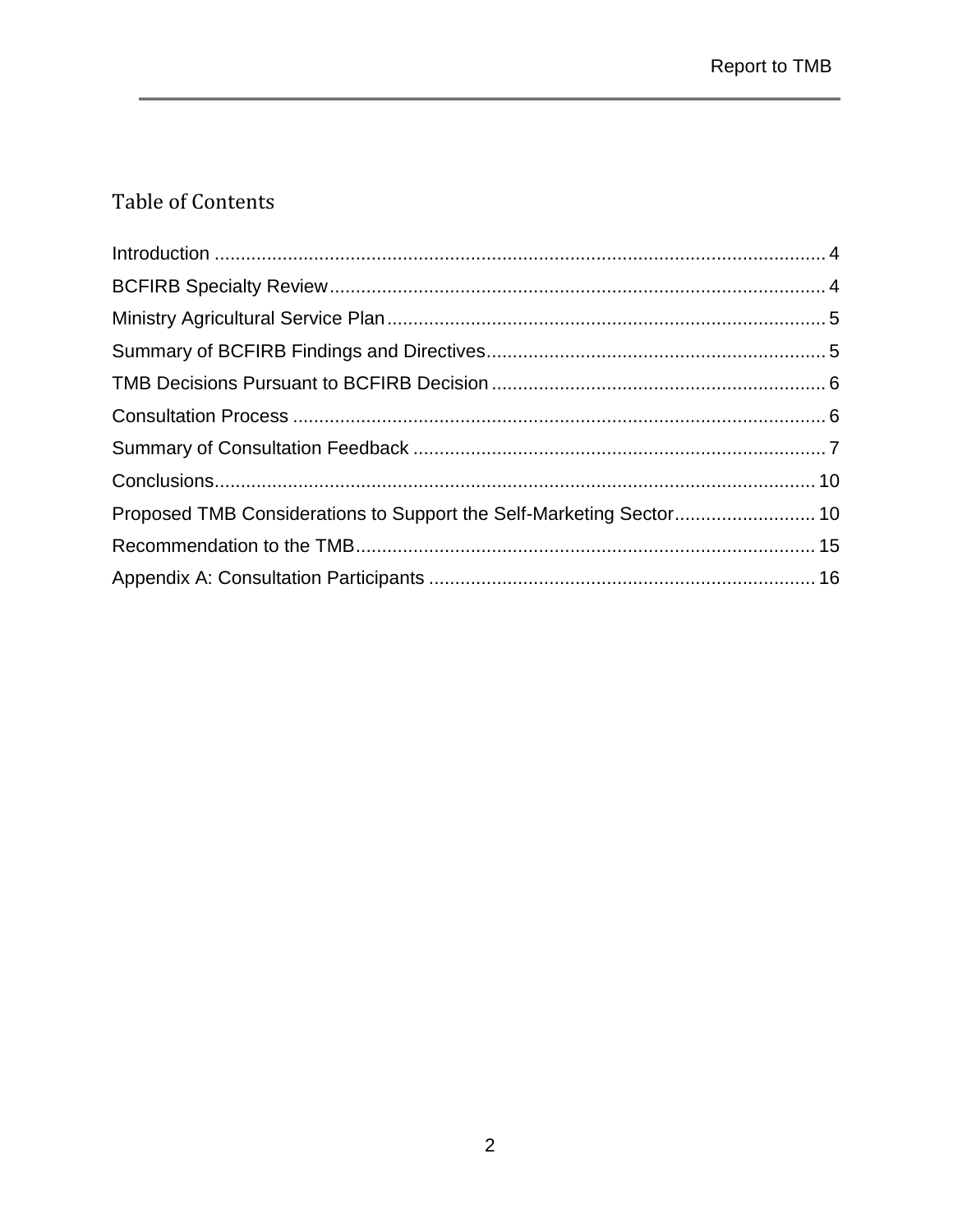# Table of Contents

Introduction ..................................................................................................................... 4

BCFIRB Specialty Review ............................................................................................... 4

Ministry Agricultural Service Plan .................................................................................... 5

Summary of BCFIRB Findings and Directives ................................................................. 5

TMB Decisions Pursuant to BCFIRB Decision ................................................................ 6

Consultation Process ...................................................................................................... 6

Summary of Consultation Feedback ............................................................................... 7

Conclusions .................................................................................................................... 10

Proposed TMB Considerations to Support the Self-Marketing Sector ........................... 10

Recommendation to the TMB ........................................................................................ 15

Appendix A: Consultation Participants .......................................................................... 16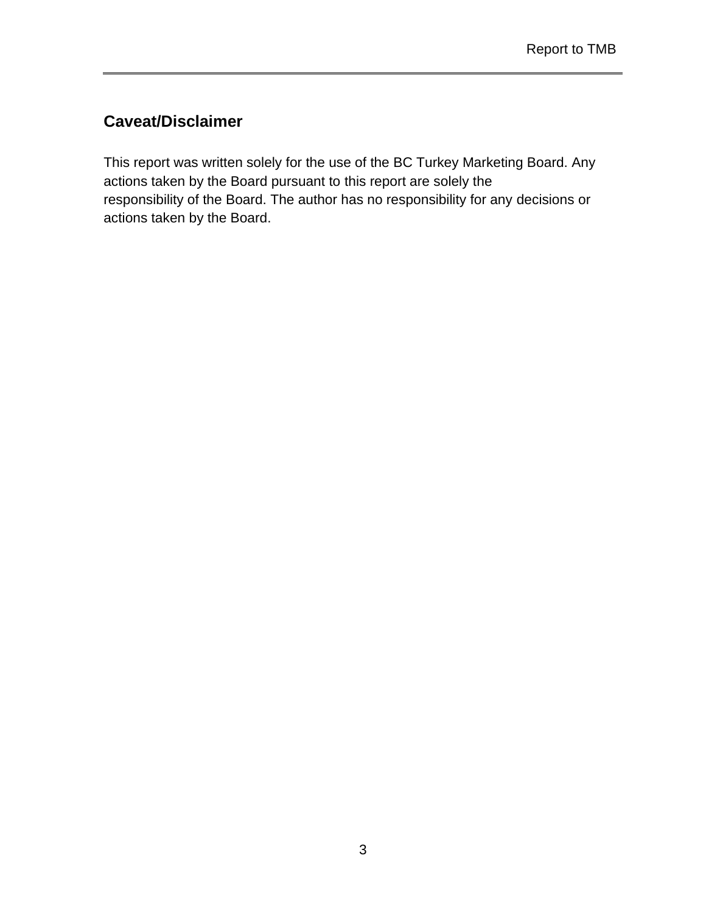## Caveat/Disclaimer

This report was written solely for the use of the BC Turkey Marketing Board. Any actions taken by the Board pursuant to this report are solely the responsibility of the Board. The author has no responsibility for any decisions or actions taken by the Board.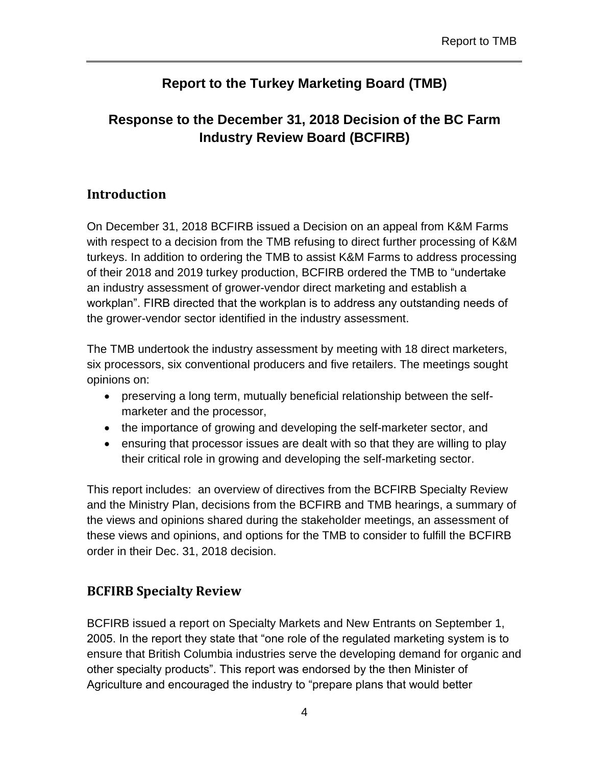# Report to the Turkey Marketing Board (TMB)

# Response to the December 31, 2018 Decision of the BC Farm Industry Review Board (BCFIRB)

## Introduction

On December 31, 2018 BCFIRB issued a Decision on an appeal from K&M Farms with respect to a decision from the TMB refusing to direct further processing of K&M turkeys. In addition to ordering the TMB to assist K&M Farms to address processing of their 2018 and 2019 turkey production, BCFIRB ordered the TMB to "undertake an industry assessment of grower-vendor direct marketing and establish a workplan". FIRB directed that the workplan is to address any outstanding needs of the grower-vendor sector identified in the industry assessment.

The TMB undertook the industry assessment by meeting with 18 direct marketers, six processors, six conventional producers and five retailers. The meetings sought opinions on:

- preserving a long term, mutually beneficial relationship between the self-marketer and the processor,
- the importance of growing and developing the self-marketer sector, and
- ensuring that processor issues are dealt with so that they are willing to play their critical role in growing and developing the self-marketing sector.

This report includes: an overview of directives from the BCFIRB Specialty Review and the Ministry Plan, decisions from the BCFIRB and TMB hearings, a summary of the views and opinions shared during the stakeholder meetings, an assessment of these views and opinions, and options for the TMB to consider to fulfill the BCFIRB order in their Dec. 31, 2018 decision.

## BCFIRB Specialty Review

BCFIRB issued a report on Specialty Markets and New Entrants on September 1, 2005. In the report they state that "one role of the regulated marketing system is to ensure that British Columbia industries serve the developing demand for organic and other specialty products". This report was endorsed by the then Minister of Agriculture and encouraged the industry to "prepare plans that would better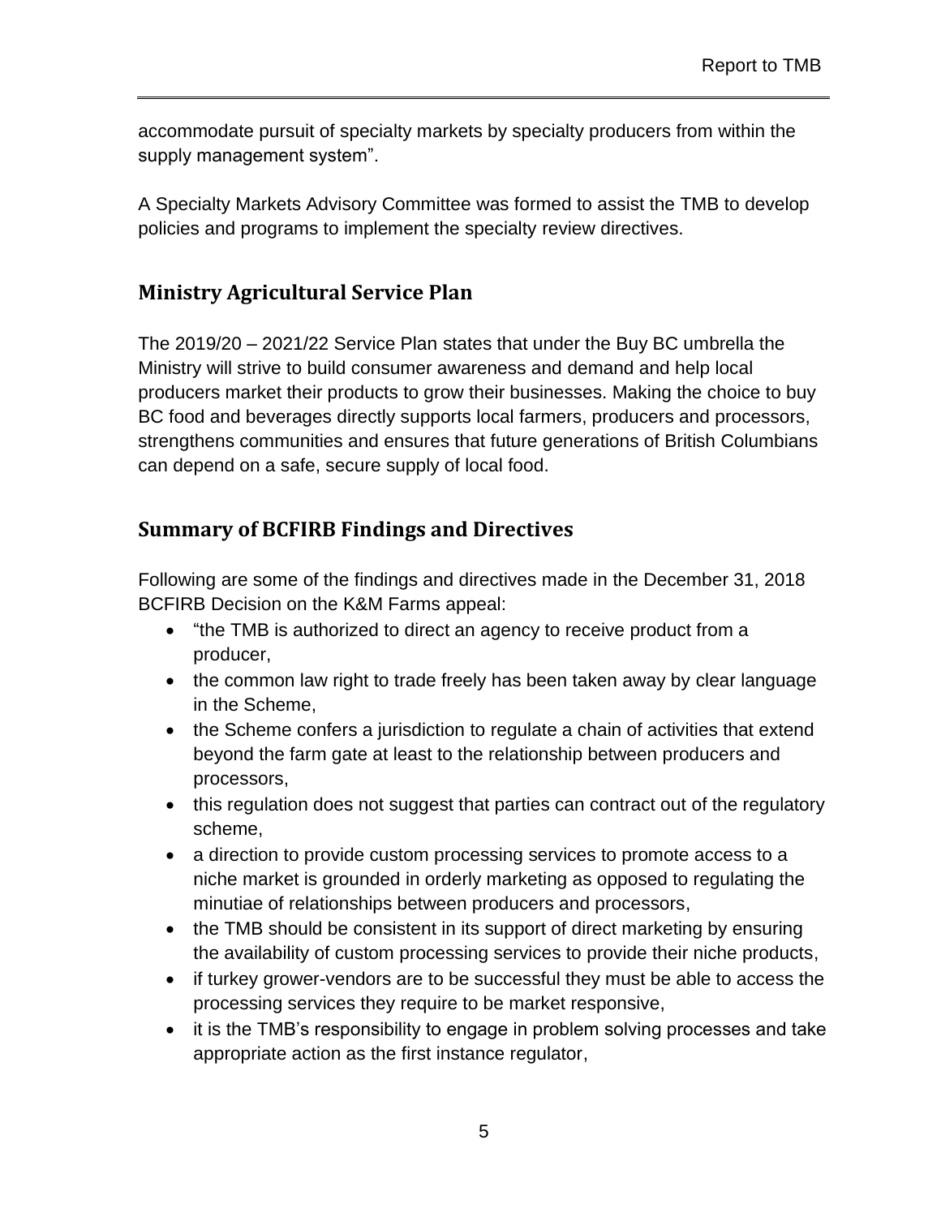accommodate pursuit of specialty markets by specialty producers from within the supply management system".

A Specialty Markets Advisory Committee was formed to assist the TMB to develop policies and programs to implement the specialty review directives.

## Ministry Agricultural Service Plan

The 2019/20 – 2021/22 Service Plan states that under the Buy BC umbrella the Ministry will strive to build consumer awareness and demand and help local producers market their products to grow their businesses. Making the choice to buy BC food and beverages directly supports local farmers, producers and processors, strengthens communities and ensures that future generations of British Columbians can depend on a safe, secure supply of local food.

## Summary of BCFIRB Findings and Directives

Following are some of the findings and directives made in the December 31, 2018 BCFIRB Decision on the K&M Farms appeal:

- "the TMB is authorized to direct an agency to receive product from a producer,
- the common law right to trade freely has been taken away by clear language in the Scheme,
- the Scheme confers a jurisdiction to regulate a chain of activities that extend beyond the farm gate at least to the relationship between producers and processors,
- this regulation does not suggest that parties can contract out of the regulatory scheme,
- a direction to provide custom processing services to promote access to a niche market is grounded in orderly marketing as opposed to regulating the minutiae of relationships between producers and processors,
- the TMB should be consistent in its support of direct marketing by ensuring the availability of custom processing services to provide their niche products,
- if turkey grower-vendors are to be successful they must be able to access the processing services they require to be market responsive,
- it is the TMB's responsibility to engage in problem solving processes and take appropriate action as the first instance regulator,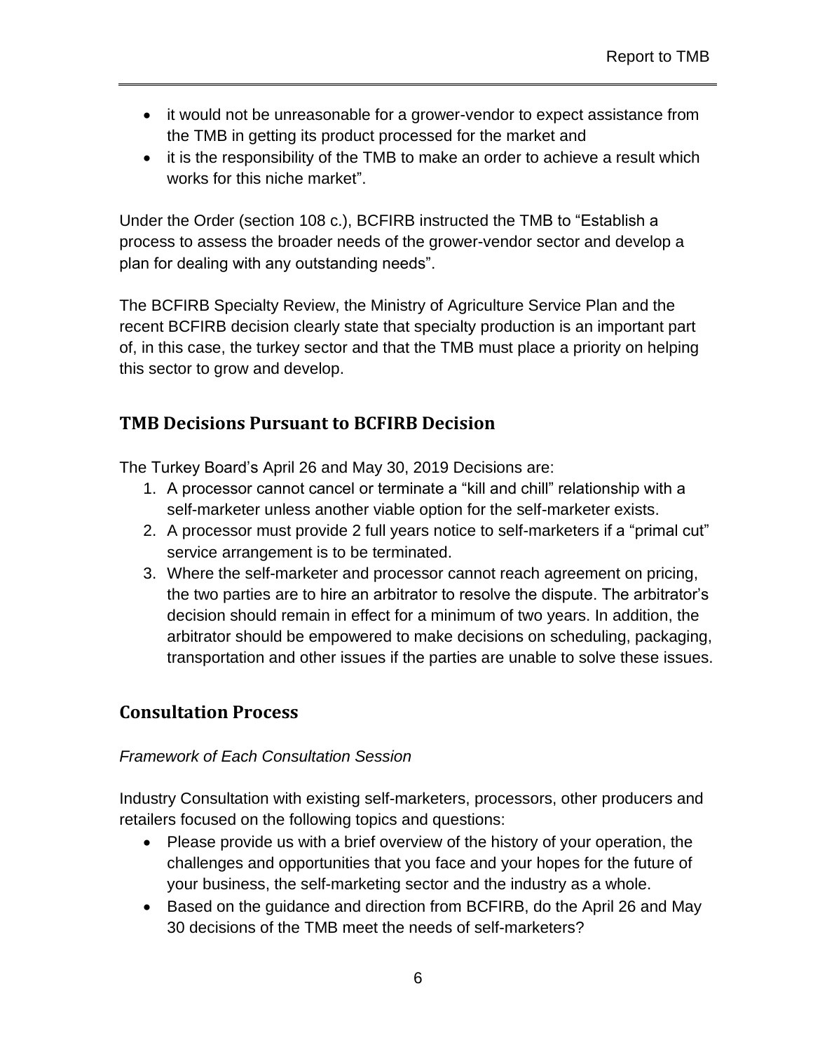- it would not be unreasonable for a grower-vendor to expect assistance from the TMB in getting its product processed for the market and
- it is the responsibility of the TMB to make an order to achieve a result which works for this niche market".

Under the Order (section 108 c.), BCFIRB instructed the TMB to "Establish a process to assess the broader needs of the grower-vendor sector and develop a plan for dealing with any outstanding needs".

The BCFIRB Specialty Review, the Ministry of Agriculture Service Plan and the recent BCFIRB decision clearly state that specialty production is an important part of, in this case, the turkey sector and that the TMB must place a priority on helping this sector to grow and develop.

## TMB Decisions Pursuant to BCFIRB Decision

The Turkey Board's April 26 and May 30, 2019 Decisions are:

1. A processor cannot cancel or terminate a "kill and chill" relationship with a self-marketer unless another viable option for the self-marketer exists.
2. A processor must provide 2 full years notice to self-marketers if a "primal cut" service arrangement is to be terminated.
3. Where the self-marketer and processor cannot reach agreement on pricing, the two parties are to hire an arbitrator to resolve the dispute. The arbitrator's decision should remain in effect for a minimum of two years. In addition, the arbitrator should be empowered to make decisions on scheduling, packaging, transportation and other issues if the parties are unable to solve these issues.

## Consultation Process

*Framework of Each Consultation Session*

Industry Consultation with existing self-marketers, processors, other producers and retailers focused on the following topics and questions:

- Please provide us with a brief overview of the history of your operation, the challenges and opportunities that you face and your hopes for the future of your business, the self-marketing sector and the industry as a whole.
- Based on the guidance and direction from BCFIRB, do the April 26 and May 30 decisions of the TMB meet the needs of self-marketers?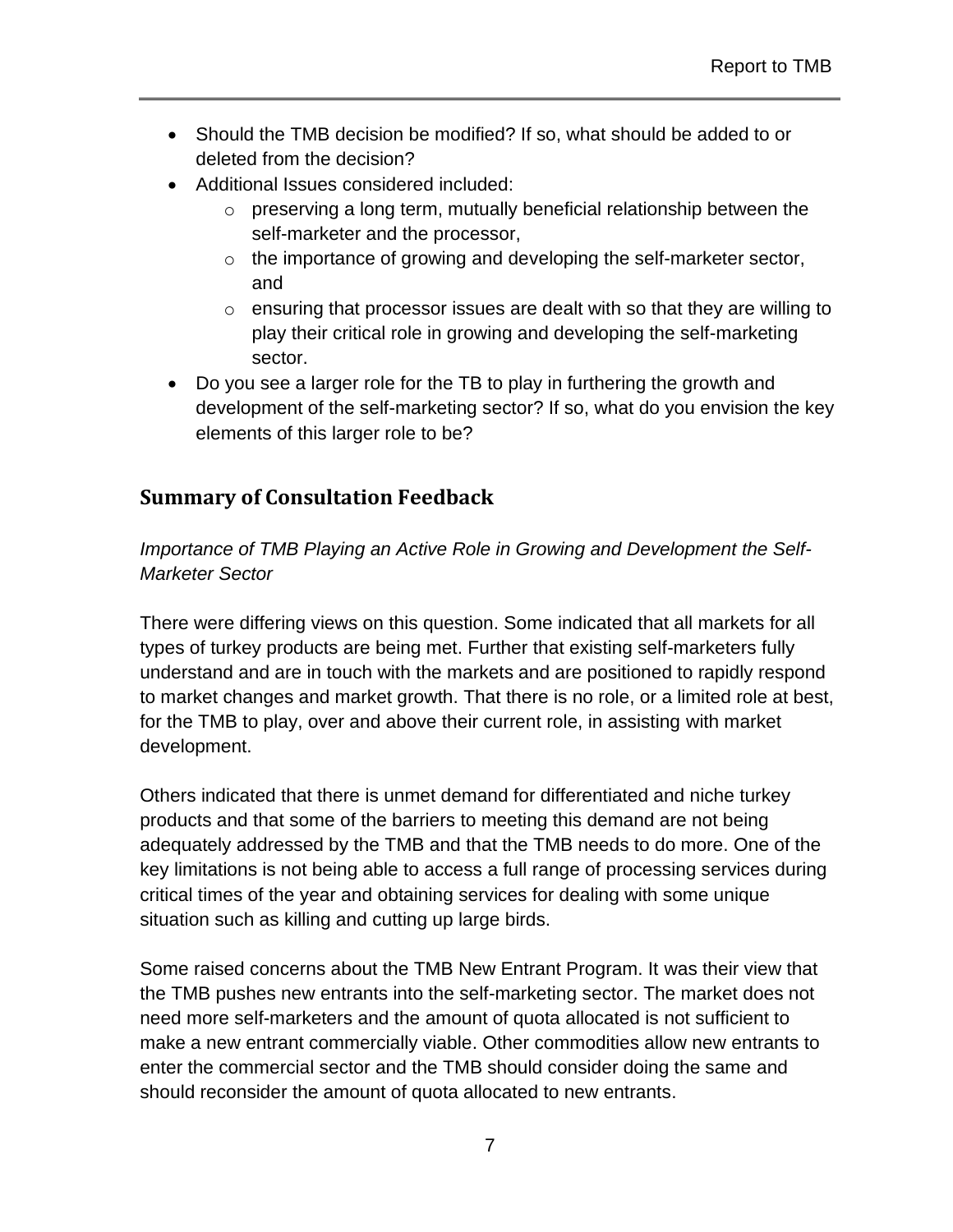- Should the TMB decision be modified? If so, what should be added to or deleted from the decision?
- Additional Issues considered included:
  - preserving a long term, mutually beneficial relationship between the self-marketer and the processor,
  - the importance of growing and developing the self-marketer sector, and
  - ensuring that processor issues are dealt with so that they are willing to play their critical role in growing and developing the self-marketing sector.
- Do you see a larger role for the TB to play in furthering the growth and development of the self-marketing sector? If so, what do you envision the key elements of this larger role to be?

## Summary of Consultation Feedback

*Importance of TMB Playing an Active Role in Growing and Development the Self-Marketer Sector*

There were differing views on this question. Some indicated that all markets for all types of turkey products are being met. Further that existing self-marketers fully understand and are in touch with the markets and are positioned to rapidly respond to market changes and market growth. That there is no role, or a limited role at best, for the TMB to play, over and above their current role, in assisting with market development.

Others indicated that there is unmet demand for differentiated and niche turkey products and that some of the barriers to meeting this demand are not being adequately addressed by the TMB and that the TMB needs to do more. One of the key limitations is not being able to access a full range of processing services during critical times of the year and obtaining services for dealing with some unique situation such as killing and cutting up large birds.

Some raised concerns about the TMB New Entrant Program. It was their view that the TMB pushes new entrants into the self-marketing sector. The market does not need more self-marketers and the amount of quota allocated is not sufficient to make a new entrant commercially viable. Other commodities allow new entrants to enter the commercial sector and the TMB should consider doing the same and should reconsider the amount of quota allocated to new entrants.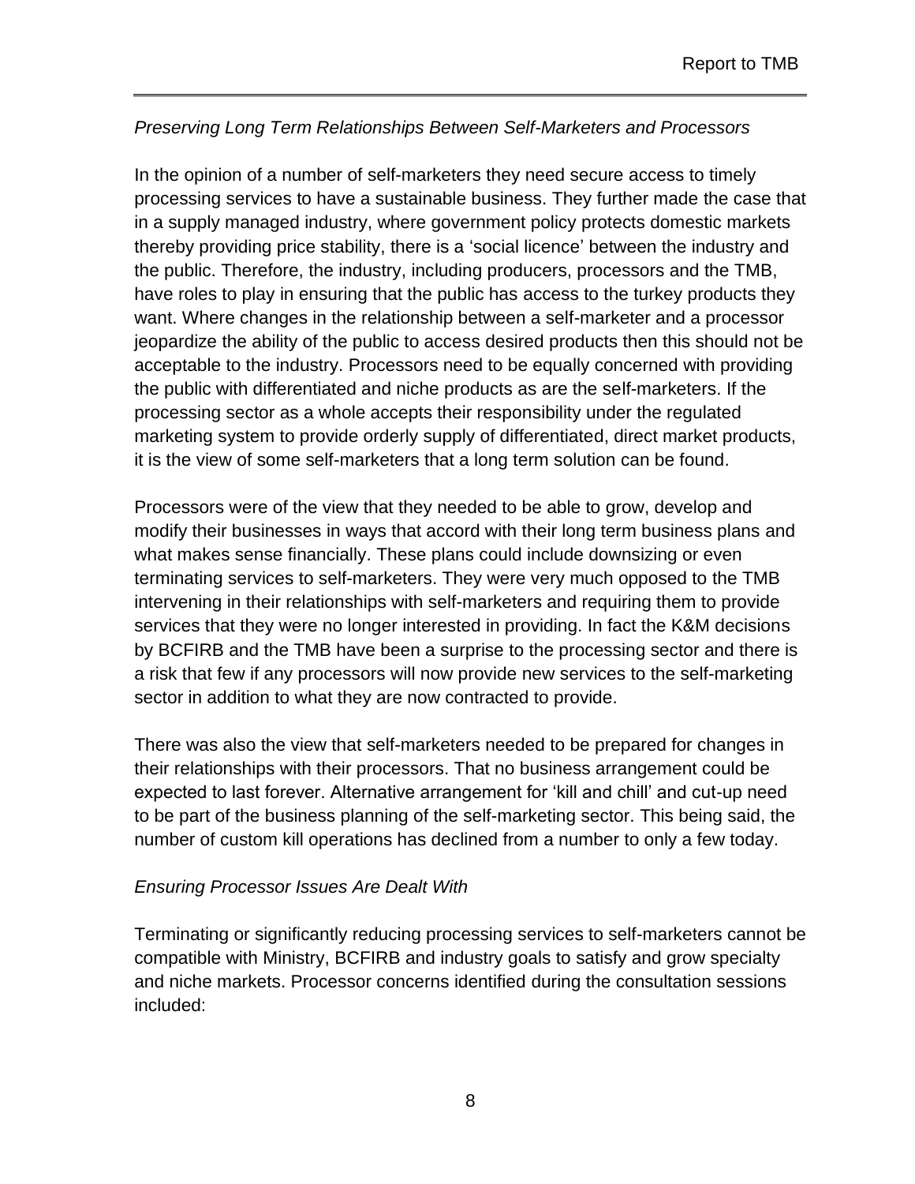*Preserving Long Term Relationships Between Self-Marketers and Processors*

In the opinion of a number of self-marketers they need secure access to timely processing services to have a sustainable business. They further made the case that in a supply managed industry, where government policy protects domestic markets thereby providing price stability, there is a 'social licence' between the industry and the public. Therefore, the industry, including producers, processors and the TMB, have roles to play in ensuring that the public has access to the turkey products they want. Where changes in the relationship between a self-marketer and a processor jeopardize the ability of the public to access desired products then this should not be acceptable to the industry. Processors need to be equally concerned with providing the public with differentiated and niche products as are the self-marketers. If the processing sector as a whole accepts their responsibility under the regulated marketing system to provide orderly supply of differentiated, direct market products, it is the view of some self-marketers that a long term solution can be found.

Processors were of the view that they needed to be able to grow, develop and modify their businesses in ways that accord with their long term business plans and what makes sense financially. These plans could include downsizing or even terminating services to self-marketers. They were very much opposed to the TMB intervening in their relationships with self-marketers and requiring them to provide services that they were no longer interested in providing. In fact the K&M decisions by BCFIRB and the TMB have been a surprise to the processing sector and there is a risk that few if any processors will now provide new services to the self-marketing sector in addition to what they are now contracted to provide.

There was also the view that self-marketers needed to be prepared for changes in their relationships with their processors. That no business arrangement could be expected to last forever. Alternative arrangement for 'kill and chill' and cut-up need to be part of the business planning of the self-marketing sector. This being said, the number of custom kill operations has declined from a number to only a few today.

*Ensuring Processor Issues Are Dealt With*

Terminating or significantly reducing processing services to self-marketers cannot be compatible with Ministry, BCFIRB and industry goals to satisfy and grow specialty and niche markets. Processor concerns identified during the consultation sessions included: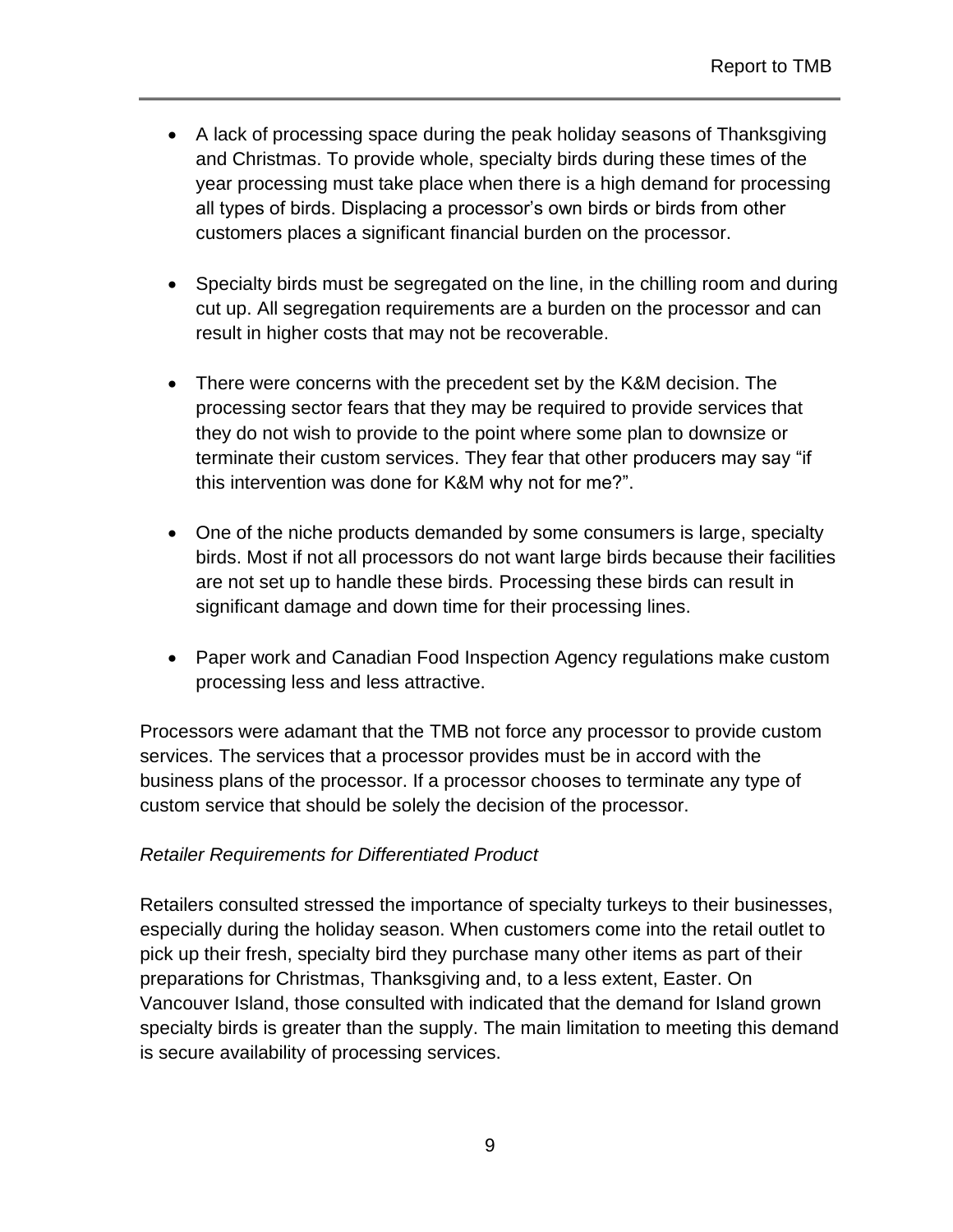- A lack of processing space during the peak holiday seasons of Thanksgiving and Christmas. To provide whole, specialty birds during these times of the year processing must take place when there is a high demand for processing all types of birds. Displacing a processor's own birds or birds from other customers places a significant financial burden on the processor.

- Specialty birds must be segregated on the line, in the chilling room and during cut up. All segregation requirements are a burden on the processor and can result in higher costs that may not be recoverable.

- There were concerns with the precedent set by the K&M decision. The processing sector fears that they may be required to provide services that they do not wish to provide to the point where some plan to downsize or terminate their custom services. They fear that other producers may say "if this intervention was done for K&M why not for me?".

- One of the niche products demanded by some consumers is large, specialty birds. Most if not all processors do not want large birds because their facilities are not set up to handle these birds. Processing these birds can result in significant damage and down time for their processing lines.

- Paper work and Canadian Food Inspection Agency regulations make custom processing less and less attractive.

Processors were adamant that the TMB not force any processor to provide custom services. The services that a processor provides must be in accord with the business plans of the processor. If a processor chooses to terminate any type of custom service that should be solely the decision of the processor.

*Retailer Requirements for Differentiated Product*

Retailers consulted stressed the importance of specialty turkeys to their businesses, especially during the holiday season. When customers come into the retail outlet to pick up their fresh, specialty bird they purchase many other items as part of their preparations for Christmas, Thanksgiving and, to a less extent, Easter. On Vancouver Island, those consulted with indicated that the demand for Island grown specialty birds is greater than the supply. The main limitation to meeting this demand is secure availability of processing services.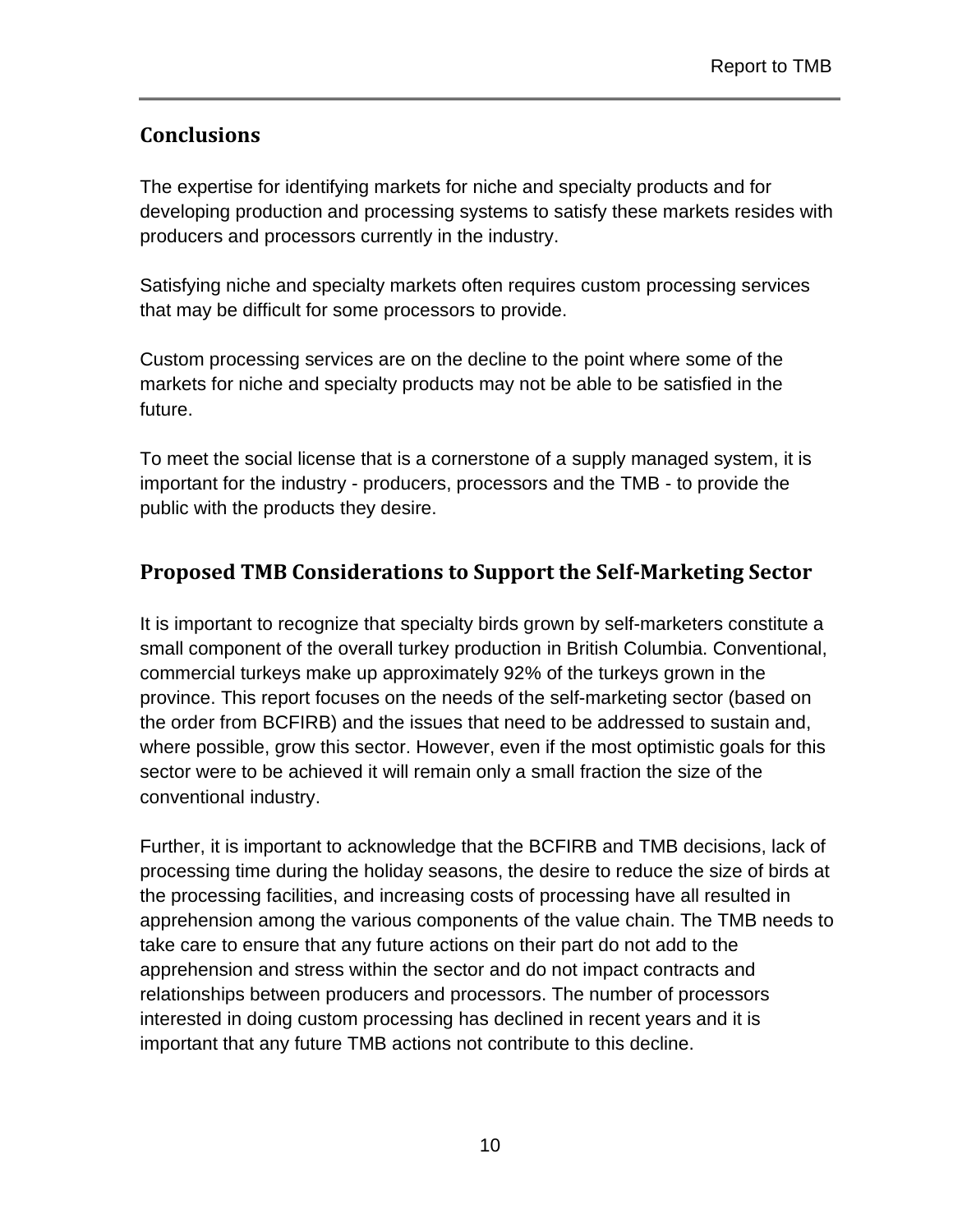## Conclusions

The expertise for identifying markets for niche and specialty products and for developing production and processing systems to satisfy these markets resides with producers and processors currently in the industry.

Satisfying niche and specialty markets often requires custom processing services that may be difficult for some processors to provide.

Custom processing services are on the decline to the point where some of the markets for niche and specialty products may not be able to be satisfied in the future.

To meet the social license that is a cornerstone of a supply managed system, it is important for the industry - producers, processors and the TMB - to provide the public with the products they desire.

## Proposed TMB Considerations to Support the Self-Marketing Sector

It is important to recognize that specialty birds grown by self-marketers constitute a small component of the overall turkey production in British Columbia. Conventional, commercial turkeys make up approximately 92% of the turkeys grown in the province. This report focuses on the needs of the self-marketing sector (based on the order from BCFIRB) and the issues that need to be addressed to sustain and, where possible, grow this sector. However, even if the most optimistic goals for this sector were to be achieved it will remain only a small fraction the size of the conventional industry.

Further, it is important to acknowledge that the BCFIRB and TMB decisions, lack of processing time during the holiday seasons, the desire to reduce the size of birds at the processing facilities, and increasing costs of processing have all resulted in apprehension among the various components of the value chain. The TMB needs to take care to ensure that any future actions on their part do not add to the apprehension and stress within the sector and do not impact contracts and relationships between producers and processors. The number of processors interested in doing custom processing has declined in recent years and it is important that any future TMB actions not contribute to this decline.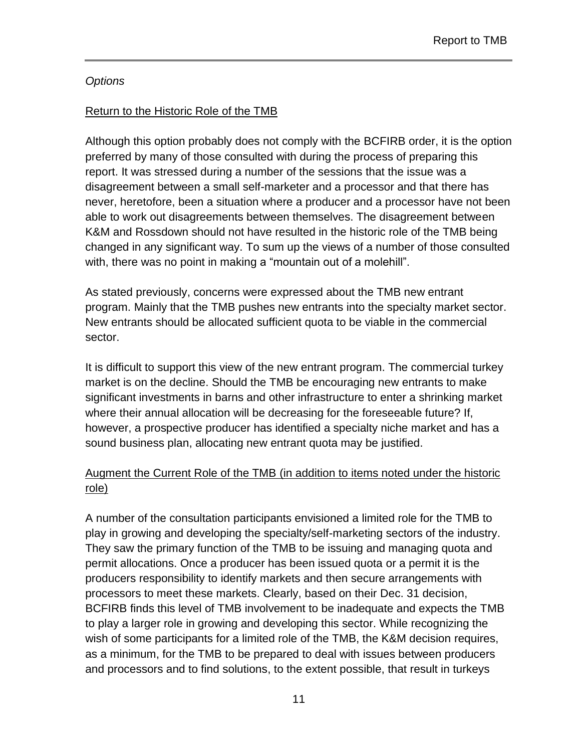*Options*

Return to the Historic Role of the TMB

Although this option probably does not comply with the BCFIRB order, it is the option preferred by many of those consulted with during the process of preparing this report. It was stressed during a number of the sessions that the issue was a disagreement between a small self-marketer and a processor and that there has never, heretofore, been a situation where a producer and a processor have not been able to work out disagreements between themselves. The disagreement between K&M and Rossdown should not have resulted in the historic role of the TMB being changed in any significant way. To sum up the views of a number of those consulted with, there was no point in making a "mountain out of a molehill".

As stated previously, concerns were expressed about the TMB new entrant program. Mainly that the TMB pushes new entrants into the specialty market sector. New entrants should be allocated sufficient quota to be viable in the commercial sector.

It is difficult to support this view of the new entrant program. The commercial turkey market is on the decline. Should the TMB be encouraging new entrants to make significant investments in barns and other infrastructure to enter a shrinking market where their annual allocation will be decreasing for the foreseeable future? If, however, a prospective producer has identified a specialty niche market and has a sound business plan, allocating new entrant quota may be justified.

Augment the Current Role of the TMB (in addition to items noted under the historic role)

A number of the consultation participants envisioned a limited role for the TMB to play in growing and developing the specialty/self-marketing sectors of the industry. They saw the primary function of the TMB to be issuing and managing quota and permit allocations. Once a producer has been issued quota or a permit it is the producers responsibility to identify markets and then secure arrangements with processors to meet these markets. Clearly, based on their Dec. 31 decision, BCFIRB finds this level of TMB involvement to be inadequate and expects the TMB to play a larger role in growing and developing this sector. While recognizing the wish of some participants for a limited role of the TMB, the K&M decision requires, as a minimum, for the TMB to be prepared to deal with issues between producers and processors and to find solutions, to the extent possible, that result in turkeys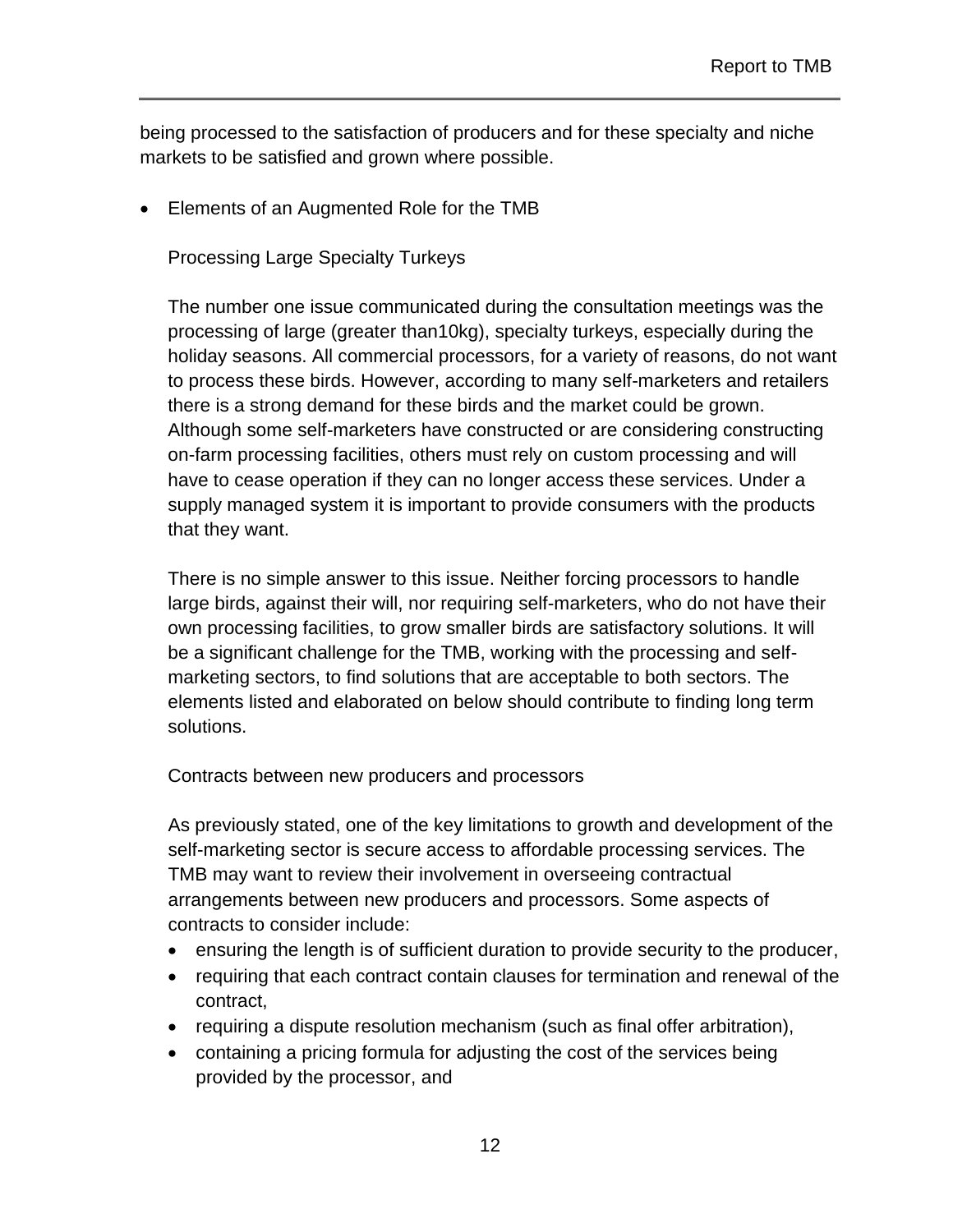being processed to the satisfaction of producers and for these specialty and niche markets to be satisfied and grown where possible.

- Elements of an Augmented Role for the TMB

  Processing Large Specialty Turkeys

  The number one issue communicated during the consultation meetings was the processing of large (greater than10kg), specialty turkeys, especially during the holiday seasons. All commercial processors, for a variety of reasons, do not want to process these birds. However, according to many self-marketers and retailers there is a strong demand for these birds and the market could be grown. Although some self-marketers have constructed or are considering constructing on-farm processing facilities, others must rely on custom processing and will have to cease operation if they can no longer access these services. Under a supply managed system it is important to provide consumers with the products that they want.

  There is no simple answer to this issue. Neither forcing processors to handle large birds, against their will, nor requiring self-marketers, who do not have their own processing facilities, to grow smaller birds are satisfactory solutions. It will be a significant challenge for the TMB, working with the processing and self-marketing sectors, to find solutions that are acceptable to both sectors. The elements listed and elaborated on below should contribute to finding long term solutions.

  Contracts between new producers and processors

  As previously stated, one of the key limitations to growth and development of the self-marketing sector is secure access to affordable processing services. The TMB may want to review their involvement in overseeing contractual arrangements between new producers and processors. Some aspects of contracts to consider include:

  - ensuring the length is of sufficient duration to provide security to the producer,
  - requiring that each contract contain clauses for termination and renewal of the contract,
  - requiring a dispute resolution mechanism (such as final offer arbitration),
  - containing a pricing formula for adjusting the cost of the services being provided by the processor, and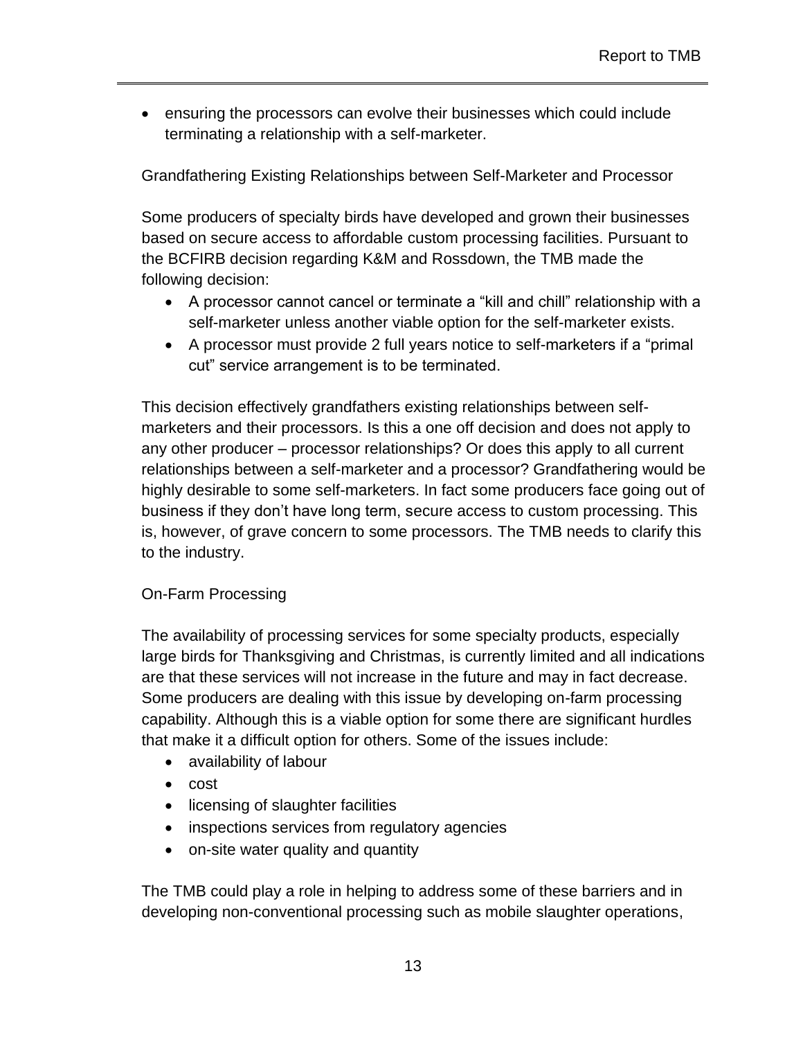- ensuring the processors can evolve their businesses which could include terminating a relationship with a self-marketer.

Grandfathering Existing Relationships between Self-Marketer and Processor

Some producers of specialty birds have developed and grown their businesses based on secure access to affordable custom processing facilities. Pursuant to the BCFIRB decision regarding K&M and Rossdown, the TMB made the following decision:

- A processor cannot cancel or terminate a "kill and chill" relationship with a self-marketer unless another viable option for the self-marketer exists.
- A processor must provide 2 full years notice to self-marketers if a "primal cut" service arrangement is to be terminated.

This decision effectively grandfathers existing relationships between self-marketers and their processors. Is this a one off decision and does not apply to any other producer – processor relationships? Or does this apply to all current relationships between a self-marketer and a processor? Grandfathering would be highly desirable to some self-marketers. In fact some producers face going out of business if they don't have long term, secure access to custom processing. This is, however, of grave concern to some processors. The TMB needs to clarify this to the industry.

On-Farm Processing

The availability of processing services for some specialty products, especially large birds for Thanksgiving and Christmas, is currently limited and all indications are that these services will not increase in the future and may in fact decrease. Some producers are dealing with this issue by developing on-farm processing capability. Although this is a viable option for some there are significant hurdles that make it a difficult option for others. Some of the issues include:

- availability of labour
- cost
- licensing of slaughter facilities
- inspections services from regulatory agencies
- on-site water quality and quantity

The TMB could play a role in helping to address some of these barriers and in developing non-conventional processing such as mobile slaughter operations,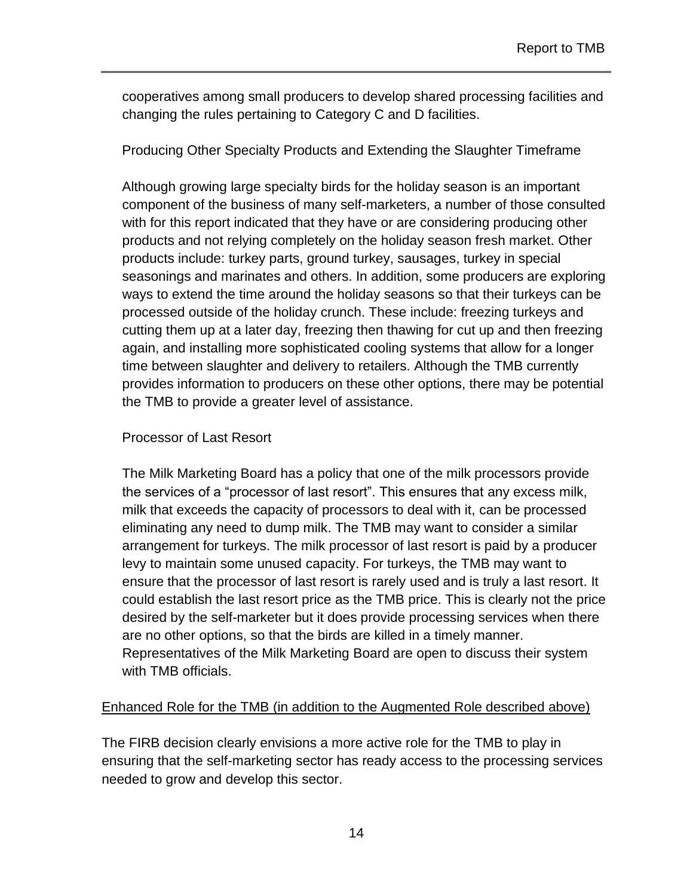cooperatives among small producers to develop shared processing facilities and changing the rules pertaining to Category C and D facilities.

### Producing Other Specialty Products and Extending the Slaughter Timeframe

Although growing large specialty birds for the holiday season is an important component of the business of many self-marketers, a number of those consulted with for this report indicated that they have or are considering producing other products and not relying completely on the holiday season fresh market. Other products include: turkey parts, ground turkey, sausages, turkey in special seasonings and marinates and others. In addition, some producers are exploring ways to extend the time around the holiday seasons so that their turkeys can be processed outside of the holiday crunch. These include: freezing turkeys and cutting them up at a later day, freezing then thawing for cut up and then freezing again, and installing more sophisticated cooling systems that allow for a longer time between slaughter and delivery to retailers. Although the TMB currently provides information to producers on these other options, there may be potential the TMB to provide a greater level of assistance.

### Processor of Last Resort

The Milk Marketing Board has a policy that one of the milk processors provide the services of a "processor of last resort". This ensures that any excess milk, milk that exceeds the capacity of processors to deal with it, can be processed eliminating any need to dump milk. The TMB may want to consider a similar arrangement for turkeys. The milk processor of last resort is paid by a producer levy to maintain some unused capacity. For turkeys, the TMB may want to ensure that the processor of last resort is rarely used and is truly a last resort. It could establish the last resort price as the TMB price. This is clearly not the price desired by the self-marketer but it does provide processing services when there are no other options, so that the birds are killed in a timely manner. Representatives of the Milk Marketing Board are open to discuss their system with TMB officials.

## Enhanced Role for the TMB (in addition to the Augmented Role described above)

The FIRB decision clearly envisions a more active role for the TMB to play in ensuring that the self-marketing sector has ready access to the processing services needed to grow and develop this sector.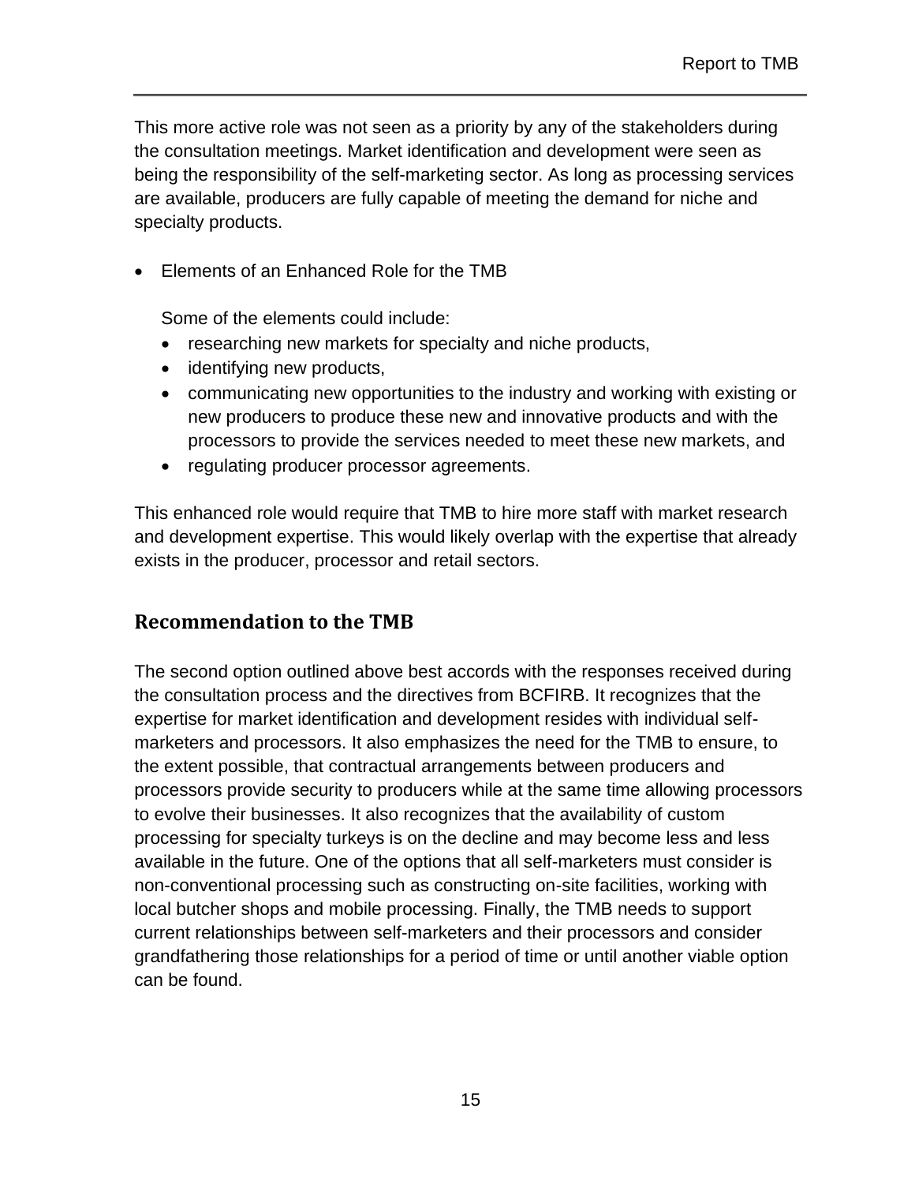This more active role was not seen as a priority by any of the stakeholders during the consultation meetings. Market identification and development were seen as being the responsibility of the self-marketing sector. As long as processing services are available, producers are fully capable of meeting the demand for niche and specialty products.

- Elements of an Enhanced Role for the TMB

  Some of the elements could include:
  - researching new markets for specialty and niche products,
  - identifying new products,
  - communicating new opportunities to the industry and working with existing or new producers to produce these new and innovative products and with the processors to provide the services needed to meet these new markets, and
  - regulating producer processor agreements.

This enhanced role would require that TMB to hire more staff with market research and development expertise. This would likely overlap with the expertise that already exists in the producer, processor and retail sectors.

## Recommendation to the TMB

The second option outlined above best accords with the responses received during the consultation process and the directives from BCFIRB. It recognizes that the expertise for market identification and development resides with individual self-marketers and processors. It also emphasizes the need for the TMB to ensure, to the extent possible, that contractual arrangements between producers and processors provide security to producers while at the same time allowing processors to evolve their businesses. It also recognizes that the availability of custom processing for specialty turkeys is on the decline and may become less and less available in the future. One of the options that all self-marketers must consider is non-conventional processing such as constructing on-site facilities, working with local butcher shops and mobile processing. Finally, the TMB needs to support current relationships between self-marketers and their processors and consider grandfathering those relationships for a period of time or until another viable option can be found.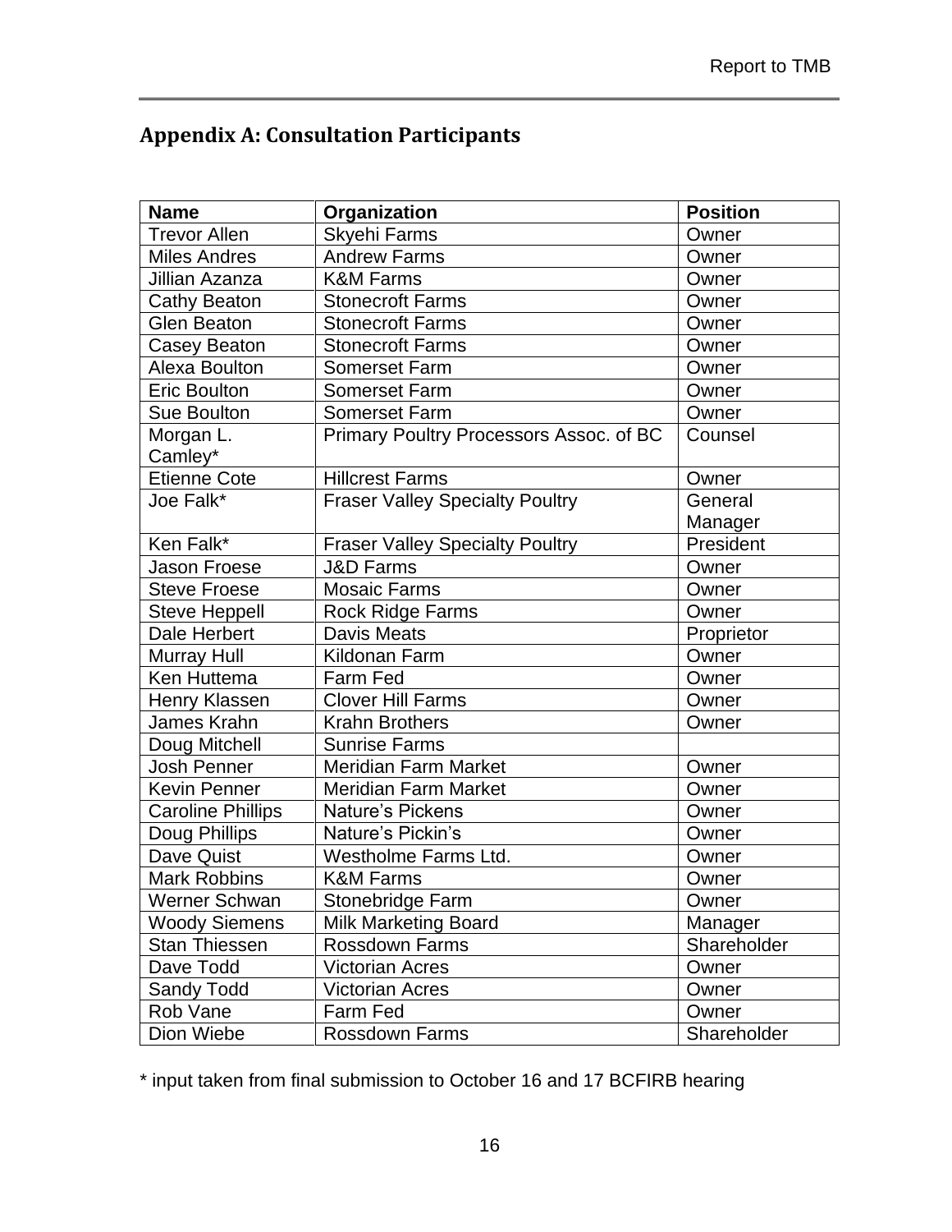## Appendix A: Consultation Participants

| Name | Organization | Position |
|---|---|---|
| Trevor Allen | Skyehi Farms | Owner |
| Miles Andres | Andrew Farms | Owner |
| Jillian Azanza | K&M Farms | Owner |
| Cathy Beaton | Stonecroft Farms | Owner |
| Glen Beaton | Stonecroft Farms | Owner |
| Casey Beaton | Stonecroft Farms | Owner |
| Alexa Boulton | Somerset Farm | Owner |
| Eric Boulton | Somerset Farm | Owner |
| Sue Boulton | Somerset Farm | Owner |
| Morgan L. Camley* | Primary Poultry Processors Assoc. of BC | Counsel |
| Etienne Cote | Hillcrest Farms | Owner |
| Joe Falk* | Fraser Valley Specialty Poultry | General Manager |
| Ken Falk* | Fraser Valley Specialty Poultry | President |
| Jason Froese | J&D Farms | Owner |
| Steve Froese | Mosaic Farms | Owner |
| Steve Heppell | Rock Ridge Farms | Owner |
| Dale Herbert | Davis Meats | Proprietor |
| Murray Hull | Kildonan Farm | Owner |
| Ken Huttema | Farm Fed | Owner |
| Henry Klassen | Clover Hill Farms | Owner |
| James Krahn | Krahn Brothers | Owner |
| Doug Mitchell | Sunrise Farms | |
| Josh Penner | Meridian Farm Market | Owner |
| Kevin Penner | Meridian Farm Market | Owner |
| Caroline Phillips | Nature's Pickens | Owner |
| Doug Phillips | Nature's Pickin's | Owner |
| Dave Quist | Westholme Farms Ltd. | Owner |
| Mark Robbins | K&M Farms | Owner |
| Werner Schwan | Stonebridge Farm | Owner |
| Woody Siemens | Milk Marketing Board | Manager |
| Stan Thiessen | Rossdown Farms | Shareholder |
| Dave Todd | Victorian Acres | Owner |
| Sandy Todd | Victorian Acres | Owner |
| Rob Vane | Farm Fed | Owner |
| Dion Wiebe | Rossdown Farms | Shareholder |

* input taken from final submission to October 16 and 17 BCFIRB hearing